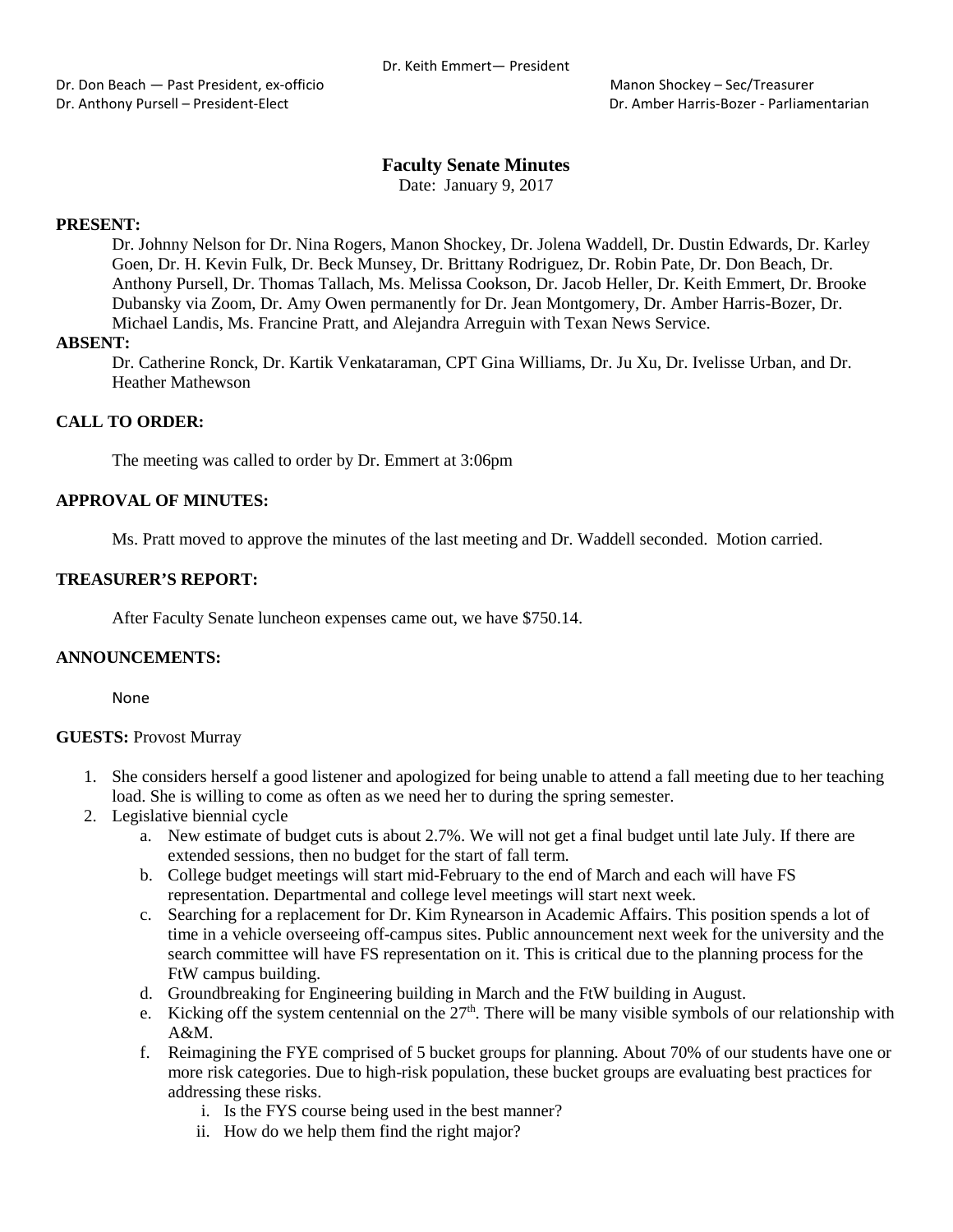Dr. Keith Emmert— President

Dr. Don Beach — Past President, ex-officio
Dr. Anthony Pursell – President-Elect

Manon Shockey – Sec/Treasurer
Dr. Amber Harris-Bozer - Parliamentarian

# Faculty Senate Minutes

Date: January 9, 2017

**PRESENT:**

Dr. Johnny Nelson for Dr. Nina Rogers, Manon Shockey, Dr. Jolena Waddell, Dr. Dustin Edwards, Dr. Karley Goen, Dr. H. Kevin Fulk, Dr. Beck Munsey, Dr. Brittany Rodriguez, Dr. Robin Pate, Dr. Don Beach, Dr. Anthony Pursell, Dr. Thomas Tallach, Ms. Melissa Cookson, Dr. Jacob Heller, Dr. Keith Emmert, Dr. Brooke Dubansky via Zoom, Dr. Amy Owen permanently for Dr. Jean Montgomery, Dr. Amber Harris-Bozer, Dr. Michael Landis, Ms. Francine Pratt, and Alejandra Arreguin with Texan News Service.

**ABSENT:**

Dr. Catherine Ronck, Dr. Kartik Venkataraman, CPT Gina Williams, Dr. Ju Xu, Dr. Ivelisse Urban, and Dr. Heather Mathewson

**CALL TO ORDER:**

The meeting was called to order by Dr. Emmert at 3:06pm

**APPROVAL OF MINUTES:**

Ms. Pratt moved to approve the minutes of the last meeting and Dr. Waddell seconded. Motion carried.

**TREASURER'S REPORT:**

After Faculty Senate luncheon expenses came out, we have $750.14.

**ANNOUNCEMENTS:**

None

**GUESTS:** Provost Murray

1. She considers herself a good listener and apologized for being unable to attend a fall meeting due to her teaching load. She is willing to come as often as we need her to during the spring semester.
2. Legislative biennial cycle
   a. New estimate of budget cuts is about 2.7%. We will not get a final budget until late July. If there are extended sessions, then no budget for the start of fall term.
   b. College budget meetings will start mid-February to the end of March and each will have FS representation. Departmental and college level meetings will start next week.
   c. Searching for a replacement for Dr. Kim Rynearson in Academic Affairs. This position spends a lot of time in a vehicle overseeing off-campus sites. Public announcement next week for the university and the search committee will have FS representation on it. This is critical due to the planning process for the FtW campus building.
   d. Groundbreaking for Engineering building in March and the FtW building in August.
   e. Kicking off the system centennial on the 27th. There will be many visible symbols of our relationship with A&M.
   f. Reimagining the FYE comprised of 5 bucket groups for planning. About 70% of our students have one or more risk categories. Due to high-risk population, these bucket groups are evaluating best practices for addressing these risks.
      i. Is the FYS course being used in the best manner?
      ii. How do we help them find the right major?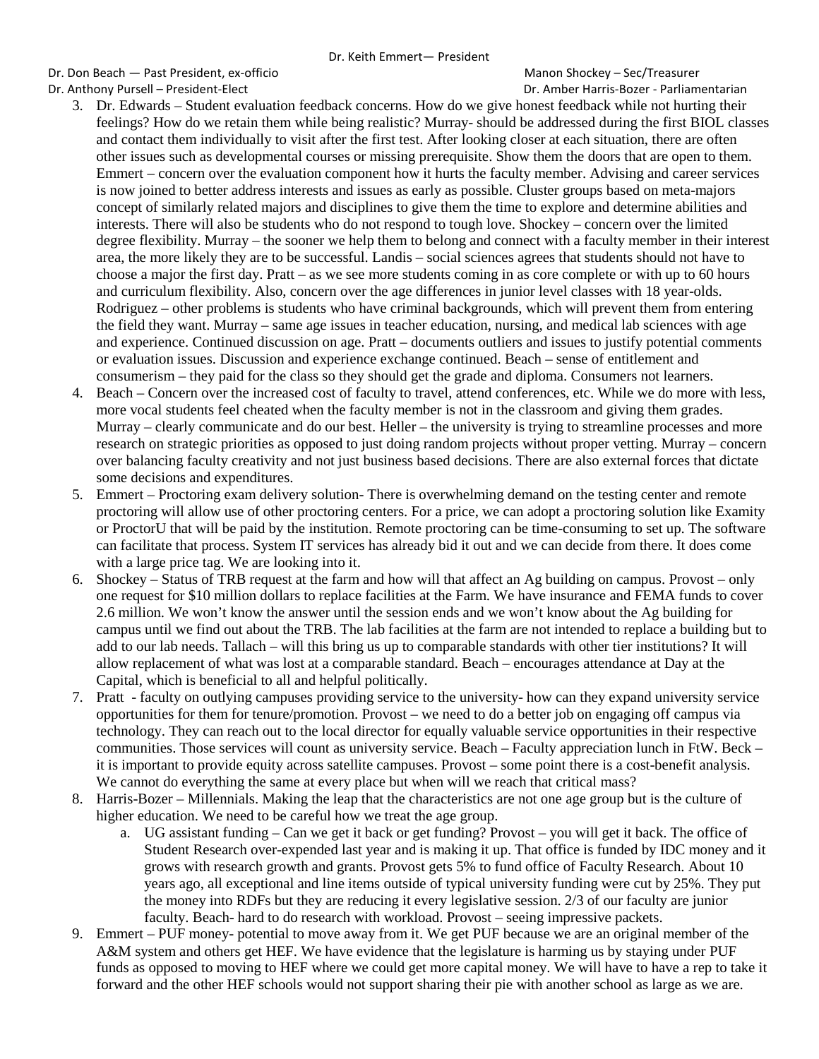Dr. Keith Emmert— President

Dr. Don Beach — Past President, ex-officio

Manon Shockey – Sec/Treasurer

Dr. Anthony Pursell – President-Elect

Dr. Amber Harris-Bozer - Parliamentarian

3. Dr. Edwards – Student evaluation feedback concerns. How do we give honest feedback while not hurting their feelings? How do we retain them while being realistic? Murray- should be addressed during the first BIOL classes and contact them individually to visit after the first test. After looking closer at each situation, there are often other issues such as developmental courses or missing prerequisite. Show them the doors that are open to them. Emmert – concern over the evaluation component how it hurts the faculty member. Advising and career services is now joined to better address interests and issues as early as possible. Cluster groups based on meta-majors concept of similarly related majors and disciplines to give them the time to explore and determine abilities and interests. There will also be students who do not respond to tough love. Shockey – concern over the limited degree flexibility. Murray – the sooner we help them to belong and connect with a faculty member in their interest area, the more likely they are to be successful. Landis – social sciences agrees that students should not have to choose a major the first day. Pratt – as we see more students coming in as core complete or with up to 60 hours and curriculum flexibility. Also, concern over the age differences in junior level classes with 18 year-olds. Rodriguez – other problems is students who have criminal backgrounds, which will prevent them from entering the field they want. Murray – same age issues in teacher education, nursing, and medical lab sciences with age and experience. Continued discussion on age. Pratt – documents outliers and issues to justify potential comments or evaluation issues. Discussion and experience exchange continued. Beach – sense of entitlement and consumerism – they paid for the class so they should get the grade and diploma. Consumers not learners.
4. Beach – Concern over the increased cost of faculty to travel, attend conferences, etc. While we do more with less, more vocal students feel cheated when the faculty member is not in the classroom and giving them grades. Murray – clearly communicate and do our best. Heller – the university is trying to streamline processes and more research on strategic priorities as opposed to just doing random projects without proper vetting. Murray – concern over balancing faculty creativity and not just business based decisions. There are also external forces that dictate some decisions and expenditures.
5. Emmert – Proctoring exam delivery solution- There is overwhelming demand on the testing center and remote proctoring will allow use of other proctoring centers. For a price, we can adopt a proctoring solution like Examity or ProctorU that will be paid by the institution. Remote proctoring can be time-consuming to set up. The software can facilitate that process. System IT services has already bid it out and we can decide from there. It does come with a large price tag. We are looking into it.
6. Shockey – Status of TRB request at the farm and how will that affect an Ag building on campus. Provost – only one request for $10 million dollars to replace facilities at the Farm. We have insurance and FEMA funds to cover 2.6 million. We won't know the answer until the session ends and we won't know about the Ag building for campus until we find out about the TRB. The lab facilities at the farm are not intended to replace a building but to add to our lab needs. Tallach – will this bring us up to comparable standards with other tier institutions? It will allow replacement of what was lost at a comparable standard. Beach – encourages attendance at Day at the Capital, which is beneficial to all and helpful politically.
7. Pratt - faculty on outlying campuses providing service to the university- how can they expand university service opportunities for them for tenure/promotion. Provost – we need to do a better job on engaging off campus via technology. They can reach out to the local director for equally valuable service opportunities in their respective communities. Those services will count as university service. Beach – Faculty appreciation lunch in FtW. Beck – it is important to provide equity across satellite campuses. Provost – some point there is a cost-benefit analysis. We cannot do everything the same at every place but when will we reach that critical mass?
8. Harris-Bozer – Millennials. Making the leap that the characteristics are not one age group but is the culture of higher education. We need to be careful how we treat the age group.
    a. UG assistant funding – Can we get it back or get funding? Provost – you will get it back. The office of Student Research over-expended last year and is making it up. That office is funded by IDC money and it grows with research growth and grants. Provost gets 5% to fund office of Faculty Research. About 10 years ago, all exceptional and line items outside of typical university funding were cut by 25%. They put the money into RDFs but they are reducing it every legislative session. 2/3 of our faculty are junior faculty. Beach- hard to do research with workload. Provost – seeing impressive packets.
9. Emmert – PUF money- potential to move away from it. We get PUF because we are an original member of the A&M system and others get HEF. We have evidence that the legislature is harming us by staying under PUF funds as opposed to moving to HEF where we could get more capital money. We will have to have a rep to take it forward and the other HEF schools would not support sharing their pie with another school as large as we are.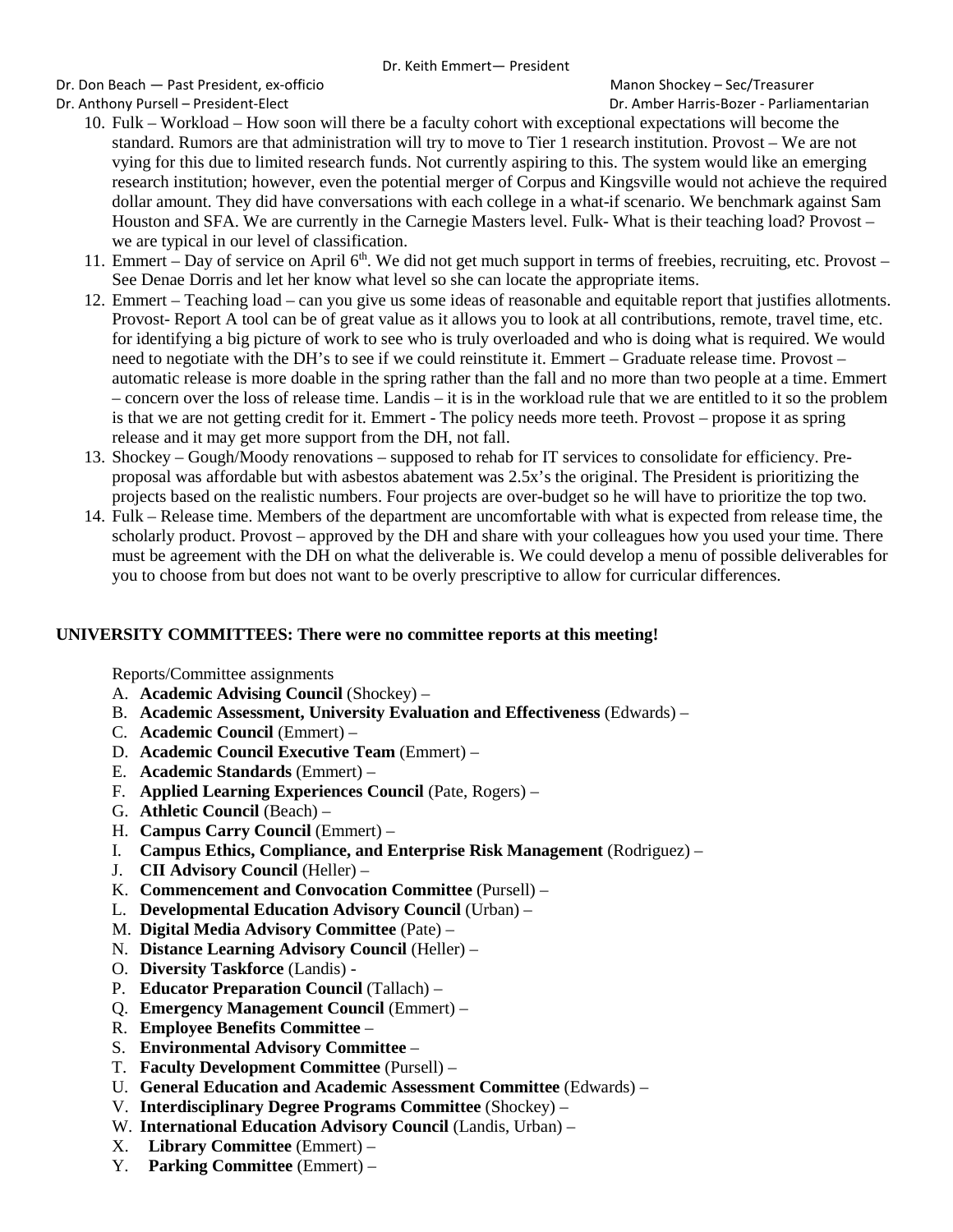10. Fulk – Workload – How soon will there be a faculty cohort with exceptional expectations will become the standard. Rumors are that administration will try to move to Tier 1 research institution. Provost – We are not vying for this due to limited research funds. Not currently aspiring to this. The system would like an emerging research institution; however, even the potential merger of Corpus and Kingsville would not achieve the required dollar amount. They did have conversations with each college in a what-if scenario. We benchmark against Sam Houston and SFA. We are currently in the Carnegie Masters level. Fulk- What is their teaching load? Provost – we are typical in our level of classification.
11. Emmert – Day of service on April 6th. We did not get much support in terms of freebies, recruiting, etc. Provost – See Denae Dorris and let her know what level so she can locate the appropriate items.
12. Emmert – Teaching load – can you give us some ideas of reasonable and equitable report that justifies allotments. Provost- Report A tool can be of great value as it allows you to look at all contributions, remote, travel time, etc. for identifying a big picture of work to see who is truly overloaded and who is doing what is required. We would need to negotiate with the DH's to see if we could reinstitute it. Emmert – Graduate release time. Provost – automatic release is more doable in the spring rather than the fall and no more than two people at a time. Emmert – concern over the loss of release time. Landis – it is in the workload rule that we are entitled to it so the problem is that we are not getting credit for it. Emmert - The policy needs more teeth. Provost – propose it as spring release and it may get more support from the DH, not fall.
13. Shockey – Gough/Moody renovations – supposed to rehab for IT services to consolidate for efficiency. Pre-proposal was affordable but with asbestos abatement was 2.5x's the original. The President is prioritizing the projects based on the realistic numbers. Four projects are over-budget so he will have to prioritize the top two.
14. Fulk – Release time. Members of the department are uncomfortable with what is expected from release time, the scholarly product. Provost – approved by the DH and share with your colleagues how you used your time. There must be agreement with the DH on what the deliverable is. We could develop a menu of possible deliverables for you to choose from but does not want to be overly prescriptive to allow for curricular differences.

**UNIVERSITY COMMITTEES: There were no committee reports at this meeting!**

Reports/Committee assignments

A. **Academic Advising Council** (Shockey) –
B. **Academic Assessment, University Evaluation and Effectiveness** (Edwards) –
C. **Academic Council** (Emmert) –
D. **Academic Council Executive Team** (Emmert) –
E. **Academic Standards** (Emmert) –
F. **Applied Learning Experiences Council** (Pate, Rogers) –
G. **Athletic Council** (Beach) –
H. **Campus Carry Council** (Emmert) –
I. **Campus Ethics, Compliance, and Enterprise Risk Management** (Rodriguez) –
J. **CII Advisory Council** (Heller) –
K. **Commencement and Convocation Committee** (Pursell) –
L. **Developmental Education Advisory Council** (Urban) –
M. **Digital Media Advisory Committee** (Pate) –
N. **Distance Learning Advisory Council** (Heller) –
O. **Diversity Taskforce** (Landis) -
P. **Educator Preparation Council** (Tallach) –
Q. **Emergency Management Council** (Emmert) –
R. **Employee Benefits Committee** –
S. **Environmental Advisory Committee** –
T. **Faculty Development Committee** (Pursell) –
U. **General Education and Academic Assessment Committee** (Edwards) –
V. **Interdisciplinary Degree Programs Committee** (Shockey) –
W. **International Education Advisory Council** (Landis, Urban) –
X. **Library Committee** (Emmert) –
Y. **Parking Committee** (Emmert) –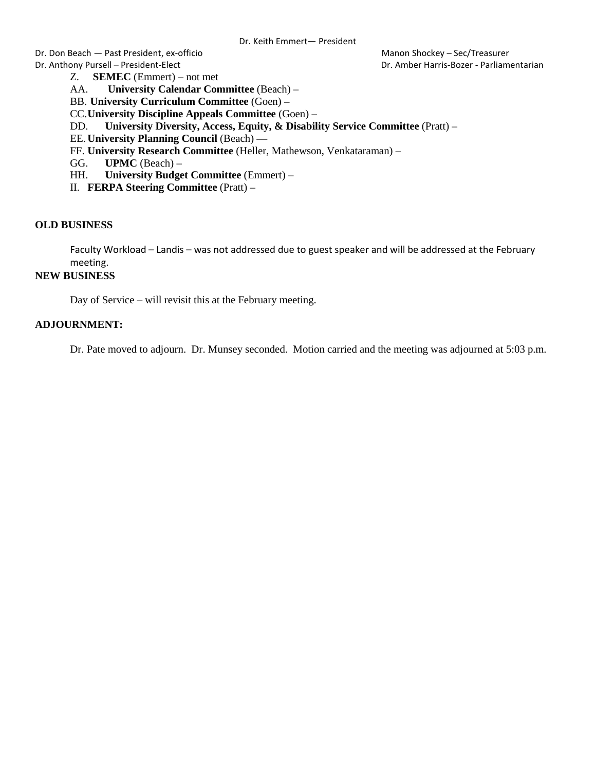Z. **SEMEC** (Emmert) – not met

AA. **University Calendar Committee** (Beach) –

BB. **University Curriculum Committee** (Goen) –

CC. **University Discipline Appeals Committee** (Goen) –

DD. **University Diversity, Access, Equity, & Disability Service Committee** (Pratt) –

EE. **University Planning Council** (Beach) —

FF. **University Research Committee** (Heller, Mathewson, Venkataraman) –

GG. **UPMC** (Beach) –

HH. **University Budget Committee** (Emmert) –

II. **FERPA Steering Committee** (Pratt) –

**OLD BUSINESS**

Faculty Workload – Landis – was not addressed due to guest speaker and will be addressed at the February meeting.

**NEW BUSINESS**

Day of Service – will revisit this at the February meeting.

**ADJOURNMENT:**

Dr. Pate moved to adjourn. Dr. Munsey seconded. Motion carried and the meeting was adjourned at 5:03 p.m.